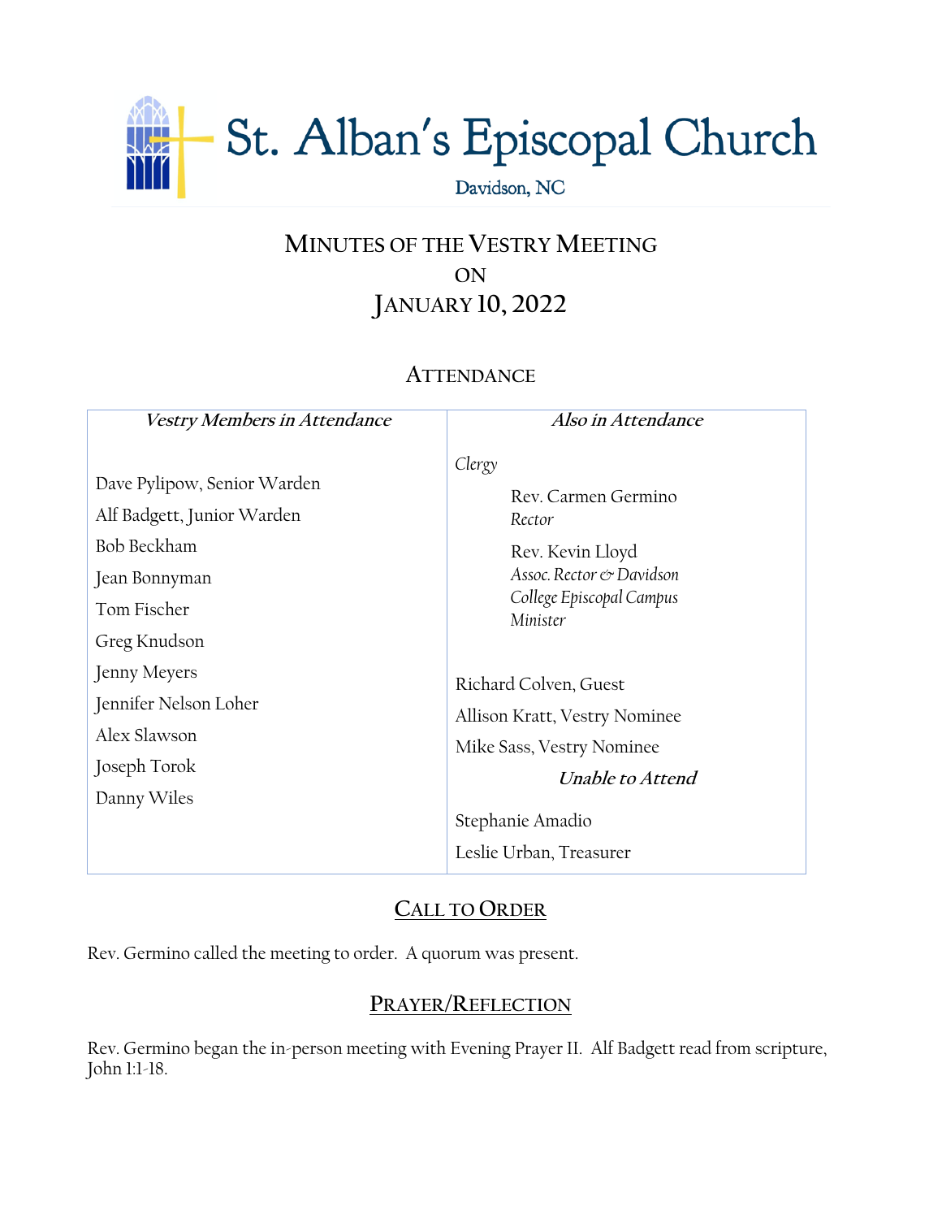# St. Alban's Episcopal Church

Davidson, NC

## MINUTES OF THE VESTRY MEETING ON JANUARY 10, 2022

### ATTENDANCE

| *Vestry Members in Attendance* | *Also in Attendance* |
|---|---|
| Dave Pylipow, Senior Warden | *Clergy* |
| Alf Badgett, Junior Warden | Rev. Carmen Germino, *Rector* |
| Bob Beckham | Rev. Kevin Lloyd, *Assoc. Rector & Davidson College Episcopal Campus Minister* |
| Jean Bonnyman | |
| Tom Fischer | Richard Colven, Guest |
| Greg Knudson | Allison Kratt, Vestry Nominee |
| Jenny Meyers | Mike Sass, Vestry Nominee |
| Jennifer Nelson Loher | ***Unable to Attend*** |
| Alex Slawson | Stephanie Amadio |
| Joseph Torok | Leslie Urban, Treasurer |
| Danny Wiles | |

### CALL TO ORDER

Rev. Germino called the meeting to order. A quorum was present.

### PRAYER/REFLECTION

Rev. Germino began the in-person meeting with Evening Prayer II. Alf Badgett read from scripture, John 1:1-18.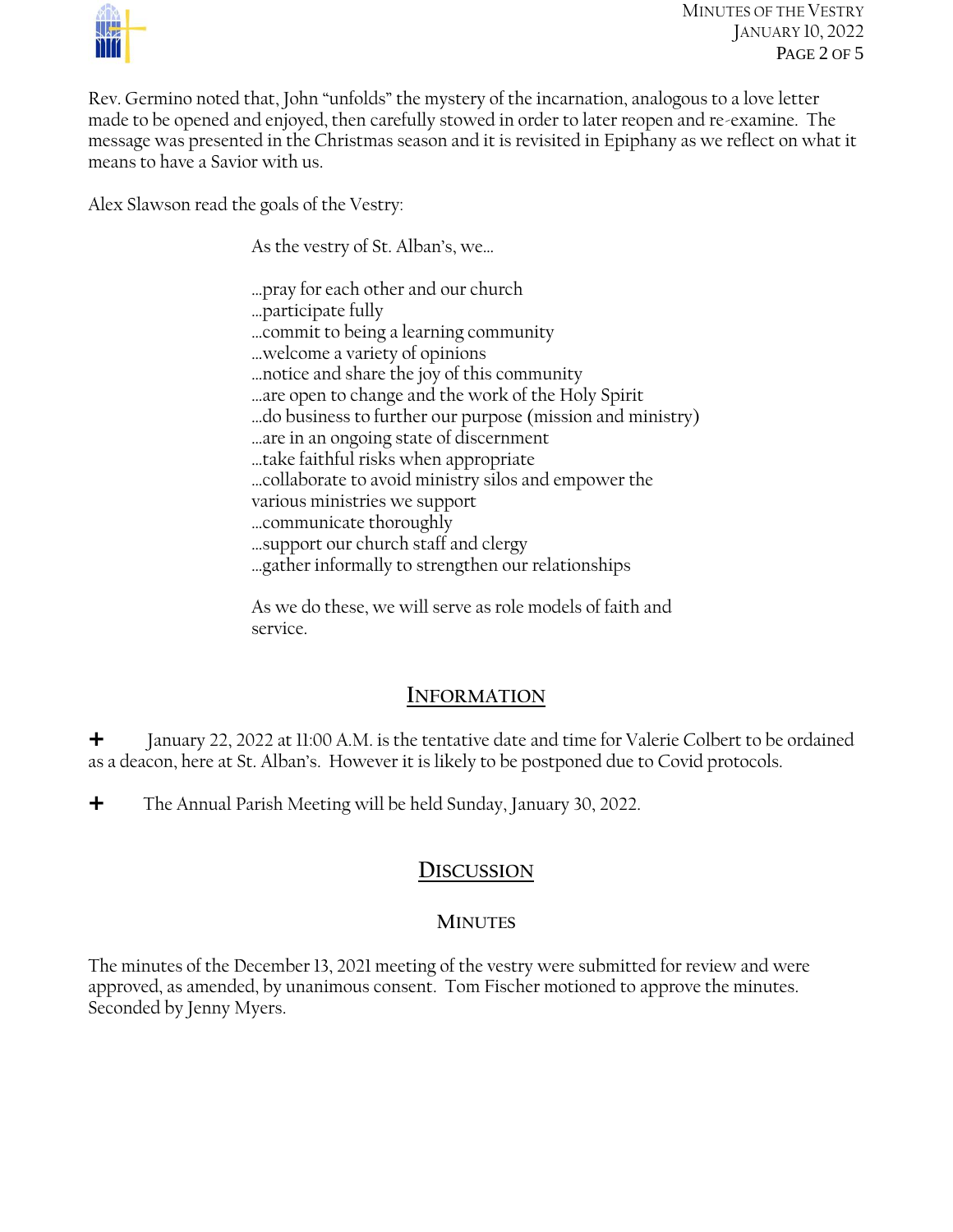Rev. Germino noted that, John "unfolds" the mystery of the incarnation, analogous to a love letter made to be opened and enjoyed, then carefully stowed in order to later reopen and re-examine. The message was presented in the Christmas season and it is revisited in Epiphany as we reflect on what it means to have a Savior with us.

Alex Slawson read the goals of the Vestry:

> As the vestry of St. Alban's, we…
>
> …pray for each other and our church
> …participate fully
> …commit to being a learning community
> …welcome a variety of opinions
> …notice and share the joy of this community
> …are open to change and the work of the Holy Spirit
> …do business to further our purpose (mission and ministry)
> …are in an ongoing state of discernment
> …take faithful risks when appropriate
> …collaborate to avoid ministry silos and empower the various ministries we support
> …communicate thoroughly
> …support our church staff and clergy
> …gather informally to strengthen our relationships
>
> As we do these, we will serve as role models of faith and service.

## INFORMATION

- January 22, 2022 at 11:00 A.M. is the tentative date and time for Valerie Colbert to be ordained as a deacon, here at St. Alban's. However it is likely to be postponed due to Covid protocols.
- The Annual Parish Meeting will be held Sunday, January 30, 2022.

## DISCUSSION

### MINUTES

The minutes of the December 13, 2021 meeting of the vestry were submitted for review and were approved, as amended, by unanimous consent. Tom Fischer motioned to approve the minutes. Seconded by Jenny Myers.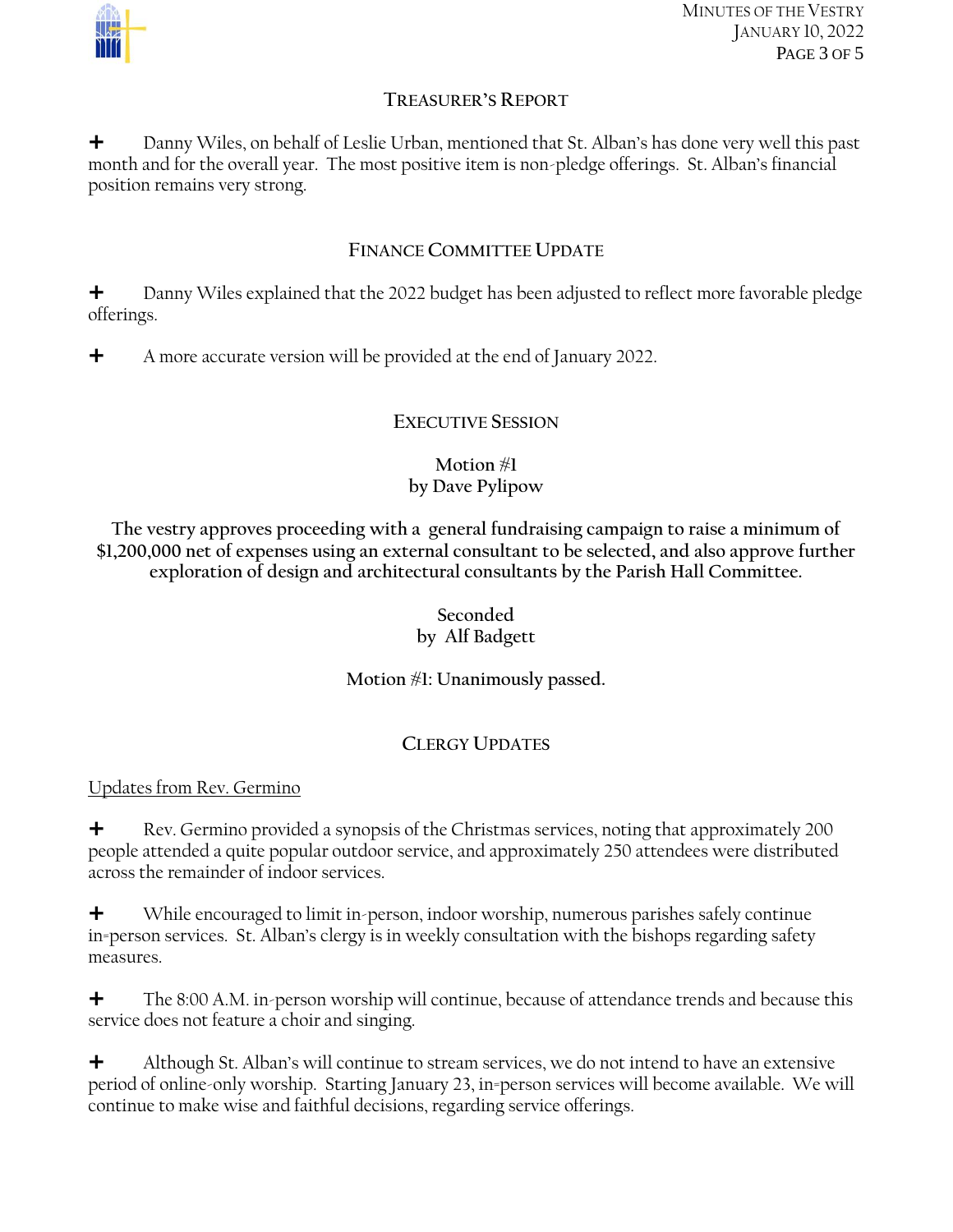## Treasurer's Report

✚ Danny Wiles, on behalf of Leslie Urban, mentioned that St. Alban's has done very well this past month and for the overall year. The most positive item is non-pledge offerings. St. Alban's financial position remains very strong.

## Finance Committee Update

✚ Danny Wiles explained that the 2022 budget has been adjusted to reflect more favorable pledge offerings.

✚ A more accurate version will be provided at the end of January 2022.

## Executive Session

**Motion #1**
**by Dave Pylipow**

**The vestry approves proceeding with a general fundraising campaign to raise a minimum of $1,200,000 net of expenses using an external consultant to be selected, and also approve further exploration of design and architectural consultants by the Parish Hall Committee.**

**Seconded**
**by Alf Badgett**

**Motion #1: Unanimously passed.**

## Clergy Updates

Updates from Rev. Germino

✚ Rev. Germino provided a synopsis of the Christmas services, noting that approximately 200 people attended a quite popular outdoor service, and approximately 250 attendees were distributed across the remainder of indoor services.

✚ While encouraged to limit in-person, indoor worship, numerous parishes safely continue in-person services. St. Alban's clergy is in weekly consultation with the bishops regarding safety measures.

✚ The 8:00 A.M. in-person worship will continue, because of attendance trends and because this service does not feature a choir and singing.

✚ Although St. Alban's will continue to stream services, we do not intend to have an extensive period of online-only worship. Starting January 23, in-person services will become available. We will continue to make wise and faithful decisions, regarding service offerings.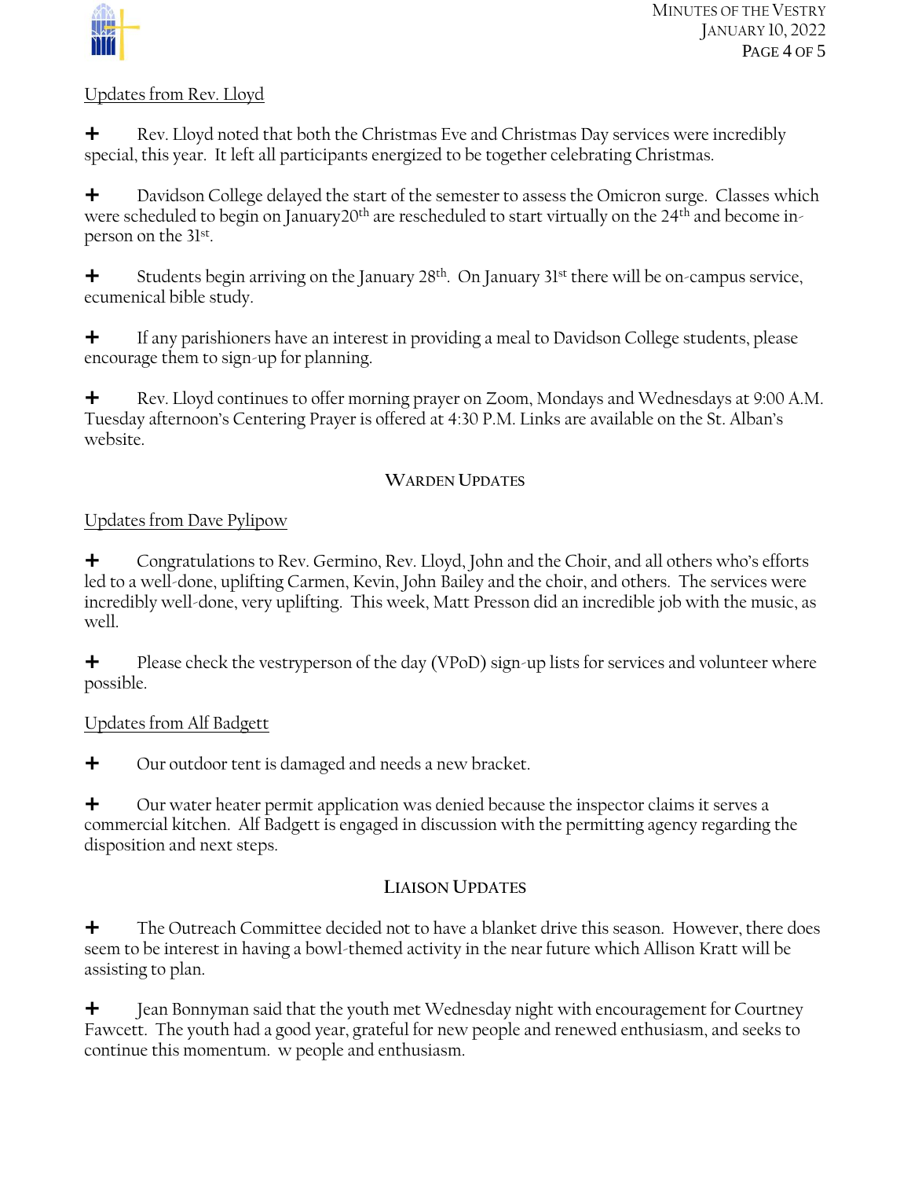Updates from Rev. Lloyd

+ Rev. Lloyd noted that both the Christmas Eve and Christmas Day services were incredibly special, this year. It left all participants energized to be together celebrating Christmas.

+ Davidson College delayed the start of the semester to assess the Omicron surge. Classes which were scheduled to begin on January20th are rescheduled to start virtually on the 24th and become in-person on the 31st.

+ Students begin arriving on the January 28th. On January 31st there will be on-campus service, ecumenical bible study.

+ If any parishioners have an interest in providing a meal to Davidson College students, please encourage them to sign-up for planning.

+ Rev. Lloyd continues to offer morning prayer on Zoom, Mondays and Wednesdays at 9:00 A.M. Tuesday afternoon's Centering Prayer is offered at 4:30 P.M. Links are available on the St. Alban's website.

## WARDEN UPDATES

Updates from Dave Pylipow

+ Congratulations to Rev. Germino, Rev. Lloyd, John and the Choir, and all others who's efforts led to a well-done, uplifting Carmen, Kevin, John Bailey and the choir, and others. The services were incredibly well-done, very uplifting. This week, Matt Presson did an incredible job with the music, as well.

+ Please check the vestryperson of the day (VPoD) sign-up lists for services and volunteer where possible.

Updates from Alf Badgett

+ Our outdoor tent is damaged and needs a new bracket.

+ Our water heater permit application was denied because the inspector claims it serves a commercial kitchen. Alf Badgett is engaged in discussion with the permitting agency regarding the disposition and next steps.

## LIAISON UPDATES

+ The Outreach Committee decided not to have a blanket drive this season. However, there does seem to be interest in having a bowl-themed activity in the near future which Allison Kratt will be assisting to plan.

+ Jean Bonnyman said that the youth met Wednesday night with encouragement for Courtney Fawcett. The youth had a good year, grateful for new people and renewed enthusiasm, and seeks to continue this momentum. w people and enthusiasm.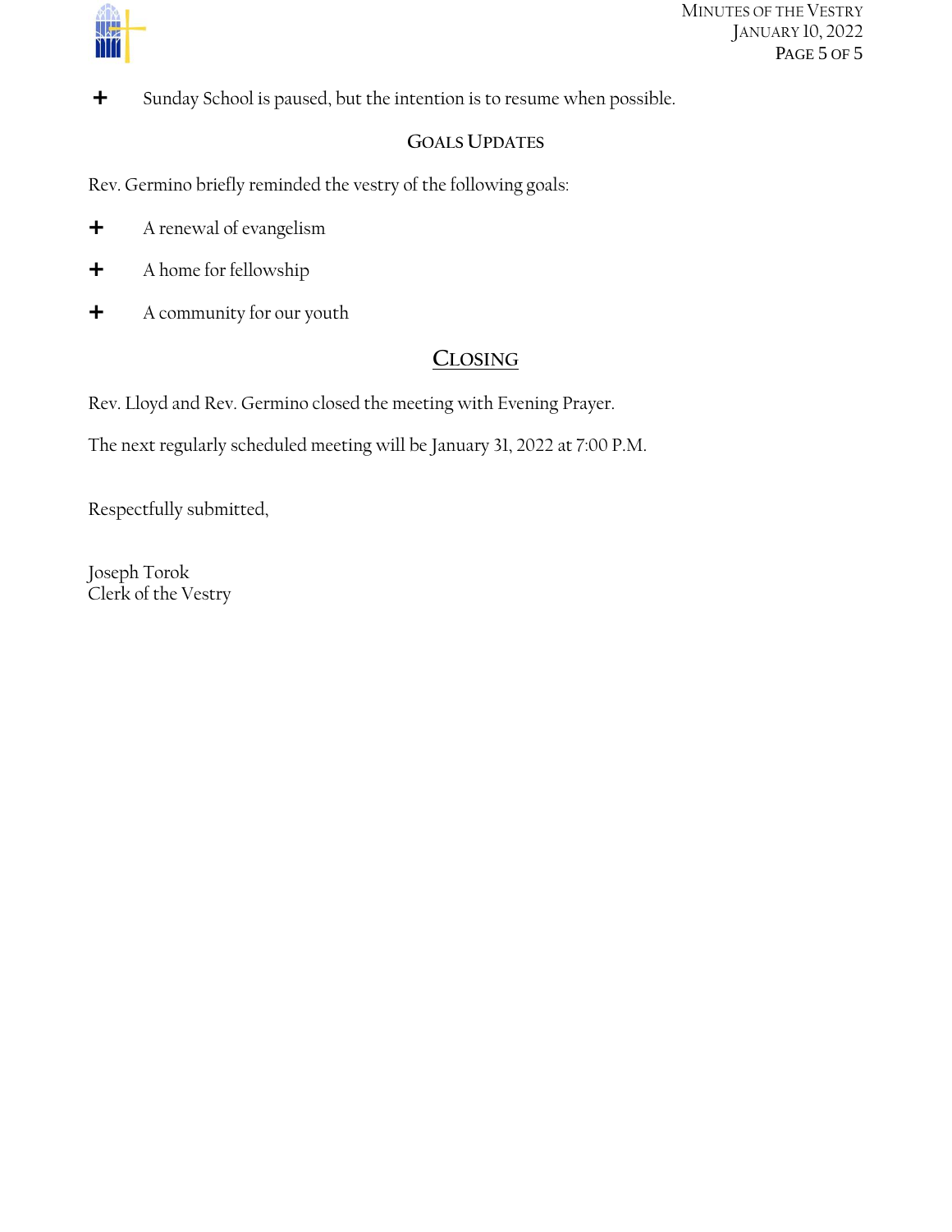- Sunday School is paused, but the intention is to resume when possible.

### Goals Updates

Rev. Germino briefly reminded the vestry of the following goals:

- A renewal of evangelism
- A home for fellowship
- A community for our youth

## Closing

Rev. Lloyd and Rev. Germino closed the meeting with Evening Prayer.

The next regularly scheduled meeting will be January 31, 2022 at 7:00 P.M.

Respectfully submitted,

Joseph Torok
Clerk of the Vestry